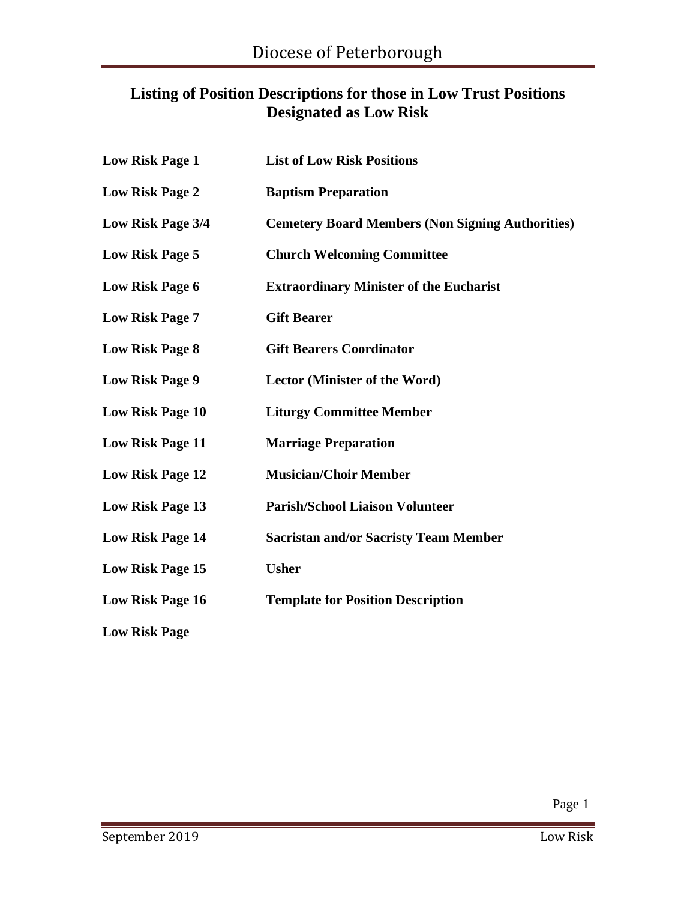## Listing of Position Descriptions for those in Low Trust Positions Designated as Low Risk

| | |
|---|---|
| **Low Risk Page 1** | **List of Low Risk Positions** |
| **Low Risk Page 2** | **Baptism Preparation** |
| **Low Risk Page 3/4** | **Cemetery Board Members (Non Signing Authorities)** |
| **Low Risk Page 5** | **Church Welcoming Committee** |
| **Low Risk Page 6** | **Extraordinary Minister of the Eucharist** |
| **Low Risk Page 7** | **Gift Bearer** |
| **Low Risk Page 8** | **Gift Bearers Coordinator** |
| **Low Risk Page 9** | **Lector (Minister of the Word)** |
| **Low Risk Page 10** | **Liturgy Committee Member** |
| **Low Risk Page 11** | **Marriage Preparation** |
| **Low Risk Page 12** | **Musician/Choir Member** |
| **Low Risk Page 13** | **Parish/School Liaison Volunteer** |
| **Low Risk Page 14** | **Sacristan and/or Sacristy Team Member** |
| **Low Risk Page 15** | **Usher** |
| **Low Risk Page 16** | **Template for Position Description** |
| **Low Risk Page** | |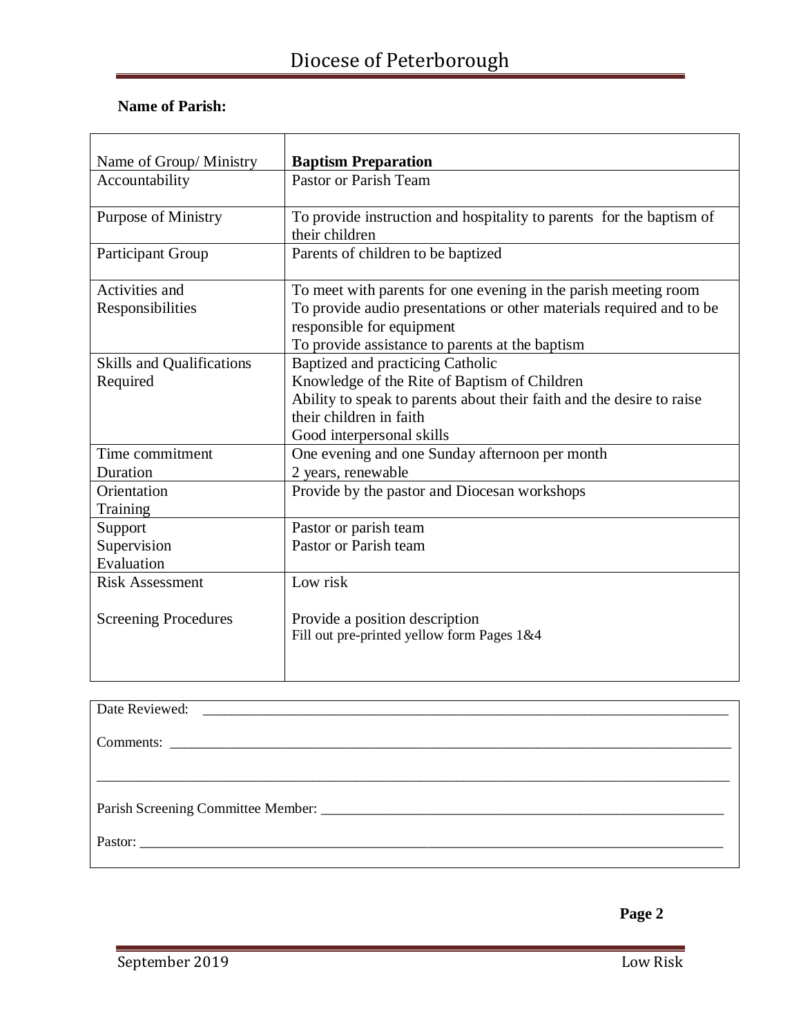**Name of Parish:**

| Name of Group/ Ministry | **Baptism Preparation** |
| --- | --- |
| Accountability | Pastor or Parish Team |
| Purpose of Ministry | To provide instruction and hospitality to parents for the baptism of their children |
| Participant Group | Parents of children to be baptized |
| Activities and Responsibilities | To meet with parents for one evening in the parish meeting room<br>To provide audio presentations or other materials required and to be responsible for equipment<br>To provide assistance to parents at the baptism |
| Skills and Qualifications Required | Baptized and practicing Catholic<br>Knowledge of the Rite of Baptism of Children<br>Ability to speak to parents about their faith and the desire to raise their children in faith<br>Good interpersonal skills |
| Time commitment<br>Duration | One evening and one Sunday afternoon per month<br>2 years, renewable |
| Orientation<br>Training | Provide by the pastor and Diocesan workshops |
| Support<br>Supervision<br>Evaluation | Pastor or parish team<br>Pastor or Parish team |
| Risk Assessment<br><br>Screening Procedures | Low risk<br><br>Provide a position description<br>Fill out pre-printed yellow form Pages 1&4 |

Date Reviewed: ______________________________

Comments: ______________________________

______________________________

Parish Screening Committee Member: ______________________________

Pastor: ______________________________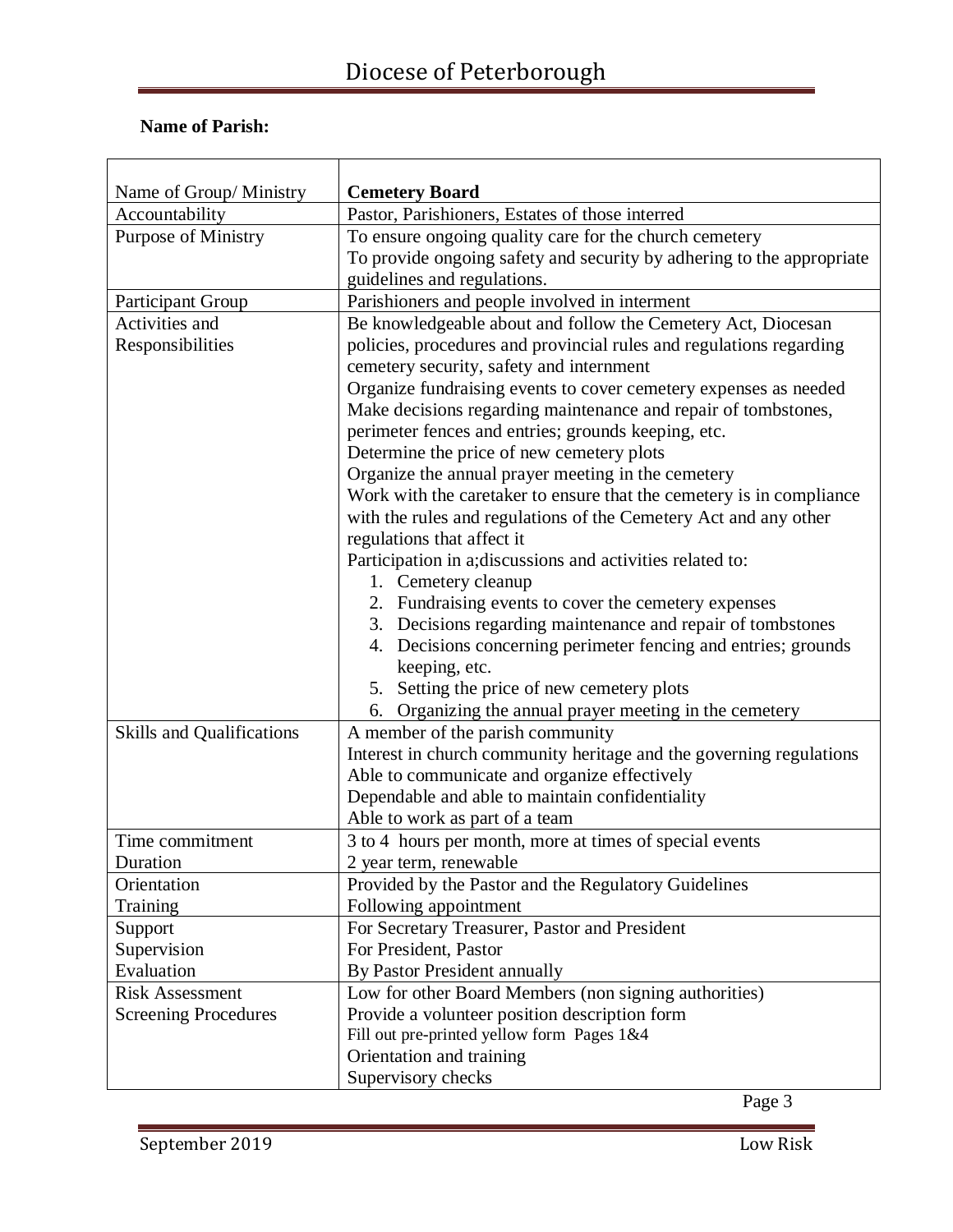**Name of Parish:**

| Name of Group/ Ministry | **Cemetery Board** |
|---|---|
| Accountability | Pastor, Parishioners, Estates of those interred |
| Purpose of Ministry | To ensure ongoing quality care for the church cemetery<br>To provide ongoing safety and security by adhering to the appropriate guidelines and regulations. |
| Participant Group | Parishioners and people involved in interment |
| Activities and Responsibilities | Be knowledgeable about and follow the Cemetery Act, Diocesan policies, procedures and provincial rules and regulations regarding cemetery security, safety and internment<br>Organize fundraising events to cover cemetery expenses as needed<br>Make decisions regarding maintenance and repair of tombstones, perimeter fences and entries; grounds keeping, etc.<br>Determine the price of new cemetery plots<br>Organize the annual prayer meeting in the cemetery<br>Work with the caretaker to ensure that the cemetery is in compliance with the rules and regulations of the Cemetery Act and any other regulations that affect it<br>Participation in a;discussions and activities related to:<br>1. Cemetery cleanup<br>2. Fundraising events to cover the cemetery expenses<br>3. Decisions regarding maintenance and repair of tombstones<br>4. Decisions concerning perimeter fencing and entries; grounds keeping, etc.<br>5. Setting the price of new cemetery plots<br>6. Organizing the annual prayer meeting in the cemetery |
| Skills and Qualifications | A member of the parish community<br>Interest in church community heritage and the governing regulations<br>Able to communicate and organize effectively<br>Dependable and able to maintain confidentiality<br>Able to work as part of a team |
| Time commitment<br>Duration | 3 to 4 hours per month, more at times of special events<br>2 year term, renewable |
| Orientation<br>Training | Provided by the Pastor and the Regulatory Guidelines<br>Following appointment |
| Support<br>Supervision<br>Evaluation | For Secretary Treasurer, Pastor and President<br>For President, Pastor<br>By Pastor President annually |
| Risk Assessment<br>Screening Procedures | Low for other Board Members (non signing authorities)<br>Provide a volunteer position description form<br>Fill out pre-printed yellow form Pages 1&4<br>Orientation and training<br>Supervisory checks |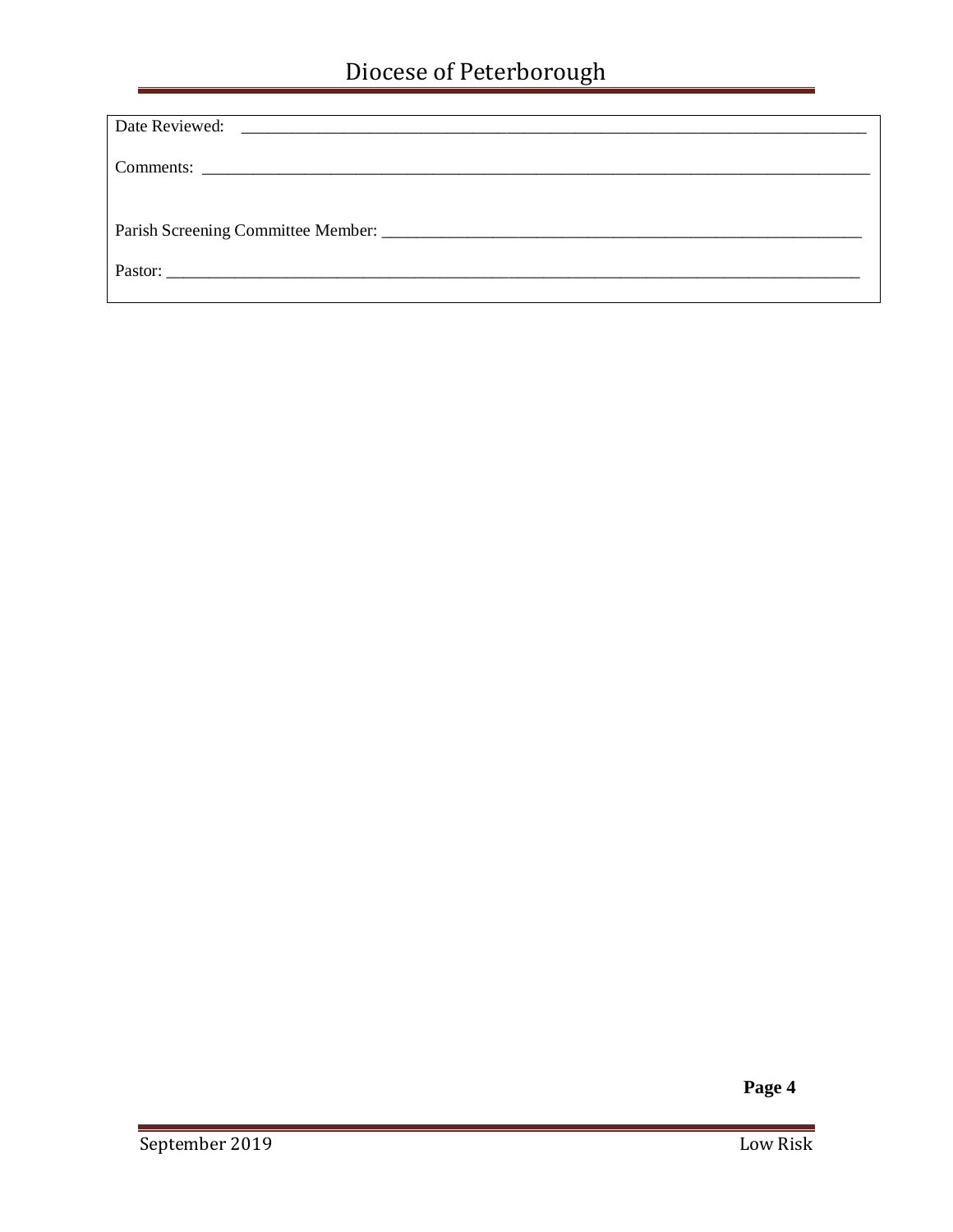Date Reviewed: ___________________________________________________________________________

Comments: ________________________________________________________________________________

Parish Screening Committee Member: ______________________________________________________

Pastor: _________________________________________________________________________________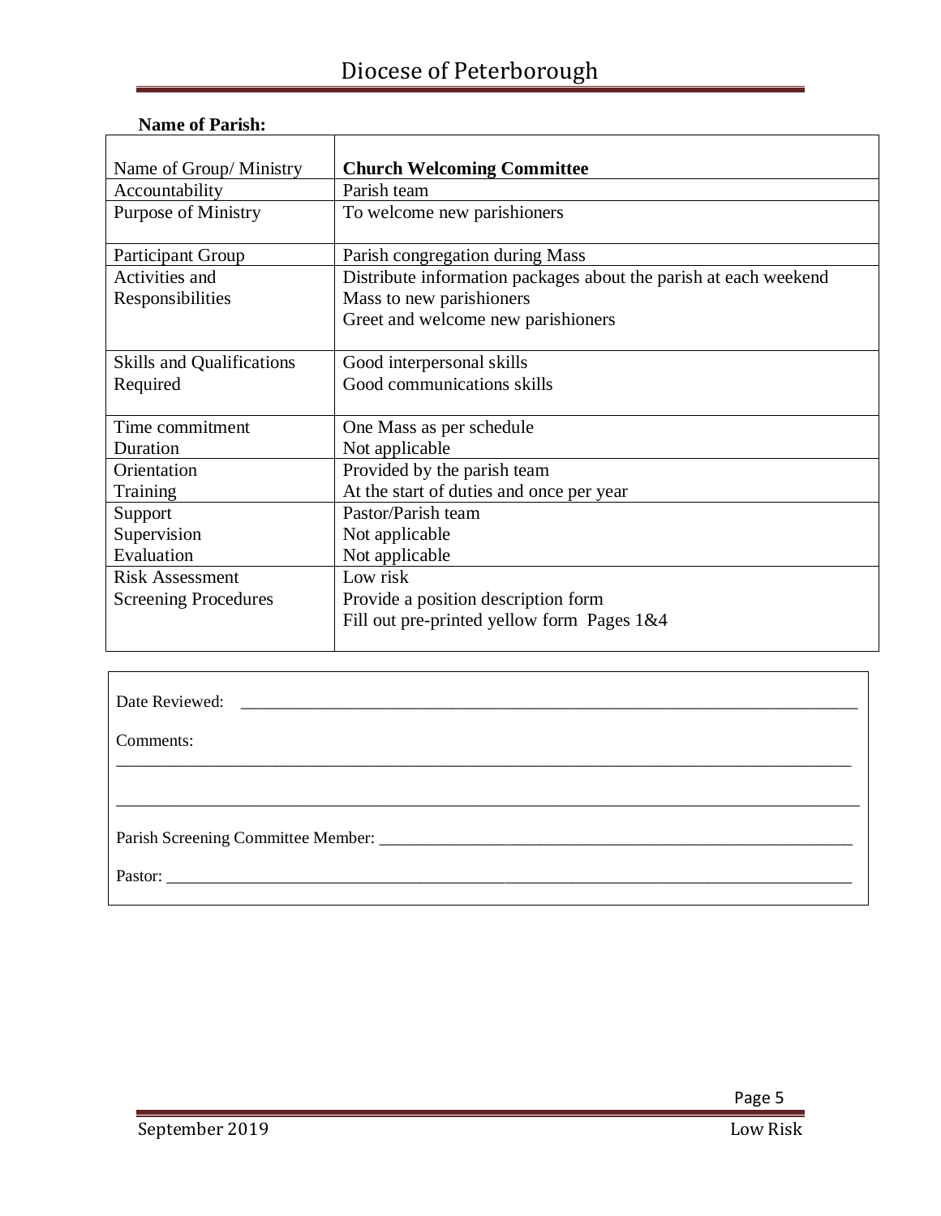**Name of Parish:**

| Name of Group/ Ministry | **Church Welcoming Committee** |
|---|---|
| Accountability | Parish team |
| Purpose of Ministry | To welcome new parishioners |
| Participant Group | Parish congregation during Mass |
| Activities and Responsibilities | Distribute information packages about the parish at each weekend Mass to new parishioners<br>Greet and welcome new parishioners |
| Skills and Qualifications Required | Good interpersonal skills<br>Good communications skills |
| Time commitment<br>Duration | One Mass as per schedule<br>Not applicable |
| Orientation<br>Training | Provided by the parish team<br>At the start of duties and once per year |
| Support<br>Supervision<br>Evaluation | Pastor/Parish team<br>Not applicable<br>Not applicable |
| Risk Assessment<br>Screening Procedures | Low risk<br>Provide a position description form<br>Fill out pre-printed yellow form Pages 1&4 |

Date Reviewed: ___________________________________________

Comments:

___________________________________________

___________________________________________

Parish Screening Committee Member: ___________________________________________

Pastor: ___________________________________________

Low Risk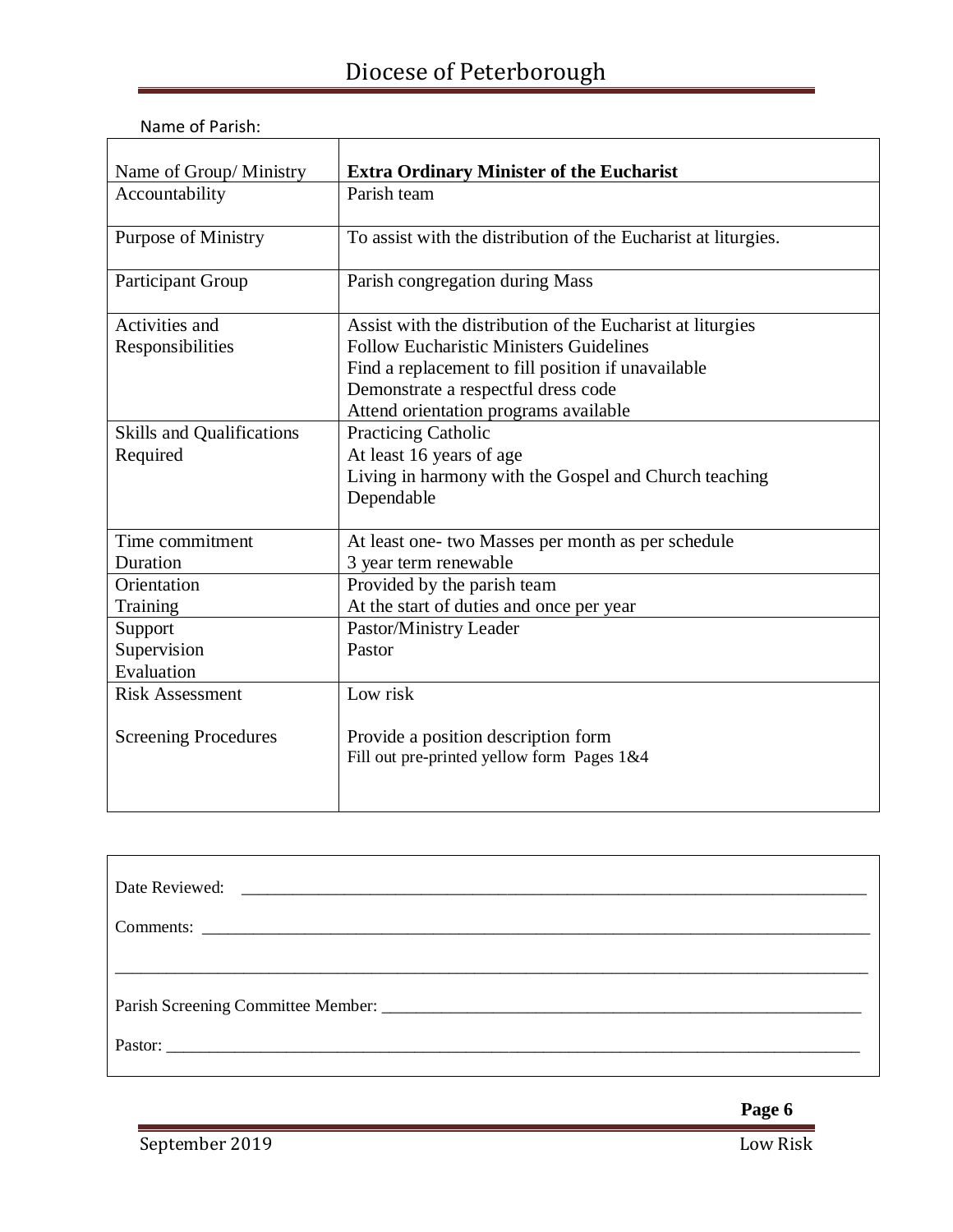Name of Parish:

| Name of Group/ Ministry | **Extra Ordinary Minister of the Eucharist** |
|---|---|
| Accountability | Parish team |
| Purpose of Ministry | To assist with the distribution of the Eucharist at liturgies. |
| Participant Group | Parish congregation during Mass |
| Activities and Responsibilities | Assist with the distribution of the Eucharist at liturgies<br>Follow Eucharistic Ministers Guidelines<br>Find a replacement to fill position if unavailable<br>Demonstrate a respectful dress code<br>Attend orientation programs available |
| Skills and Qualifications Required | Practicing Catholic<br>At least 16 years of age<br>Living in harmony with the Gospel and Church teaching<br>Dependable |
| Time commitment<br>Duration | At least one- two Masses per month as per schedule<br>3 year term renewable |
| Orientation<br>Training | Provided by the parish team<br>At the start of duties and once per year |
| Support<br>Supervision<br>Evaluation | Pastor/Ministry Leader<br>Pastor |
| Risk Assessment<br><br>Screening Procedures | Low risk<br><br>Provide a position description form<br>Fill out pre-printed yellow form Pages 1&4 |

Date Reviewed: ___________________________________________

Comments: ___________________________________________

___________________________________________

Parish Screening Committee Member: ___________________________________________

Pastor: ___________________________________________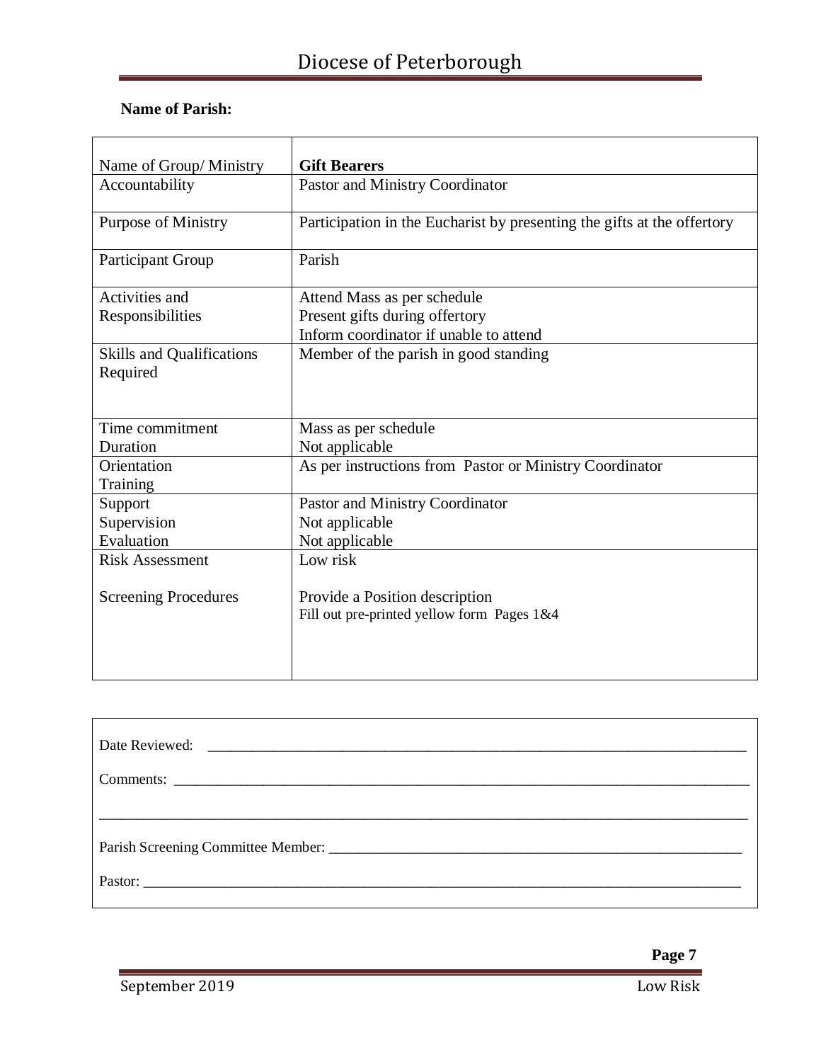**Name of Parish:**

| Name of Group/ Ministry | **Gift Bearers** |
|---|---|
| Accountability | Pastor and Ministry Coordinator |
| Purpose of Ministry | Participation in the Eucharist by presenting the gifts at the offertory |
| Participant Group | Parish |
| Activities and Responsibilities | Attend Mass as per schedule<br>Present gifts during offertory<br>Inform coordinator if unable to attend |
| Skills and Qualifications Required | Member of the parish in good standing |
| Time commitment<br>Duration | Mass as per schedule<br>Not applicable |
| Orientation<br>Training | As per instructions from Pastor or Ministry Coordinator |
| Support<br>Supervision<br>Evaluation | Pastor and Ministry Coordinator<br>Not applicable<br>Not applicable |
| Risk Assessment<br><br>Screening Procedures | Low risk<br><br>Provide a Position description<br>Fill out pre-printed yellow form Pages 1&4 |

Date Reviewed: ______________________________________________

Comments: ______________________________________________

______________________________________________

Parish Screening Committee Member: ______________________________________________

Pastor: ______________________________________________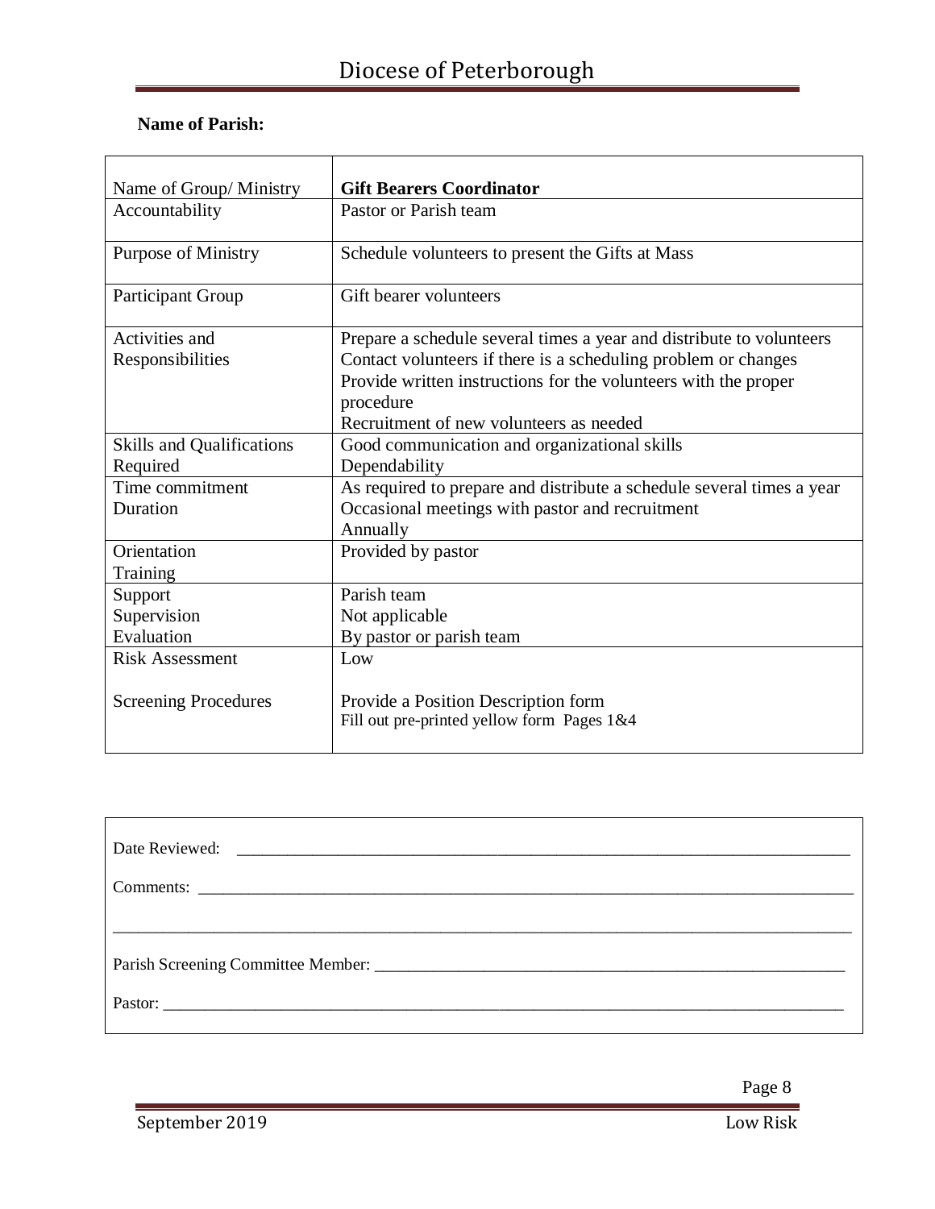**Name of Parish:**

| Name of Group/ Ministry | **Gift Bearers Coordinator** |
|---|---|
| Accountability | Pastor or Parish team |
| Purpose of Ministry | Schedule volunteers to present the Gifts at Mass |
| Participant Group | Gift bearer volunteers |
| Activities and Responsibilities | Prepare a schedule several times a year and distribute to volunteers<br>Contact volunteers if there is a scheduling problem or changes<br>Provide written instructions for the volunteers with the proper procedure<br>Recruitment of new volunteers as needed |
| Skills and Qualifications Required | Good communication and organizational skills<br>Dependability |
| Time commitment<br>Duration | As required to prepare and distribute a schedule several times a year<br>Occasional meetings with pastor and recruitment<br>Annually |
| Orientation<br>Training | Provided by pastor |
| Support<br>Supervision<br>Evaluation | Parish team<br>Not applicable<br>By pastor or parish team |
| Risk Assessment<br><br>Screening Procedures | Low<br><br>Provide a Position Description form<br>Fill out pre-printed yellow form Pages 1&4 |

Date Reviewed: ______________________________________________

Comments: ______________________________________________

______________________________________________

Parish Screening Committee Member: ______________________________________________

Pastor: ______________________________________________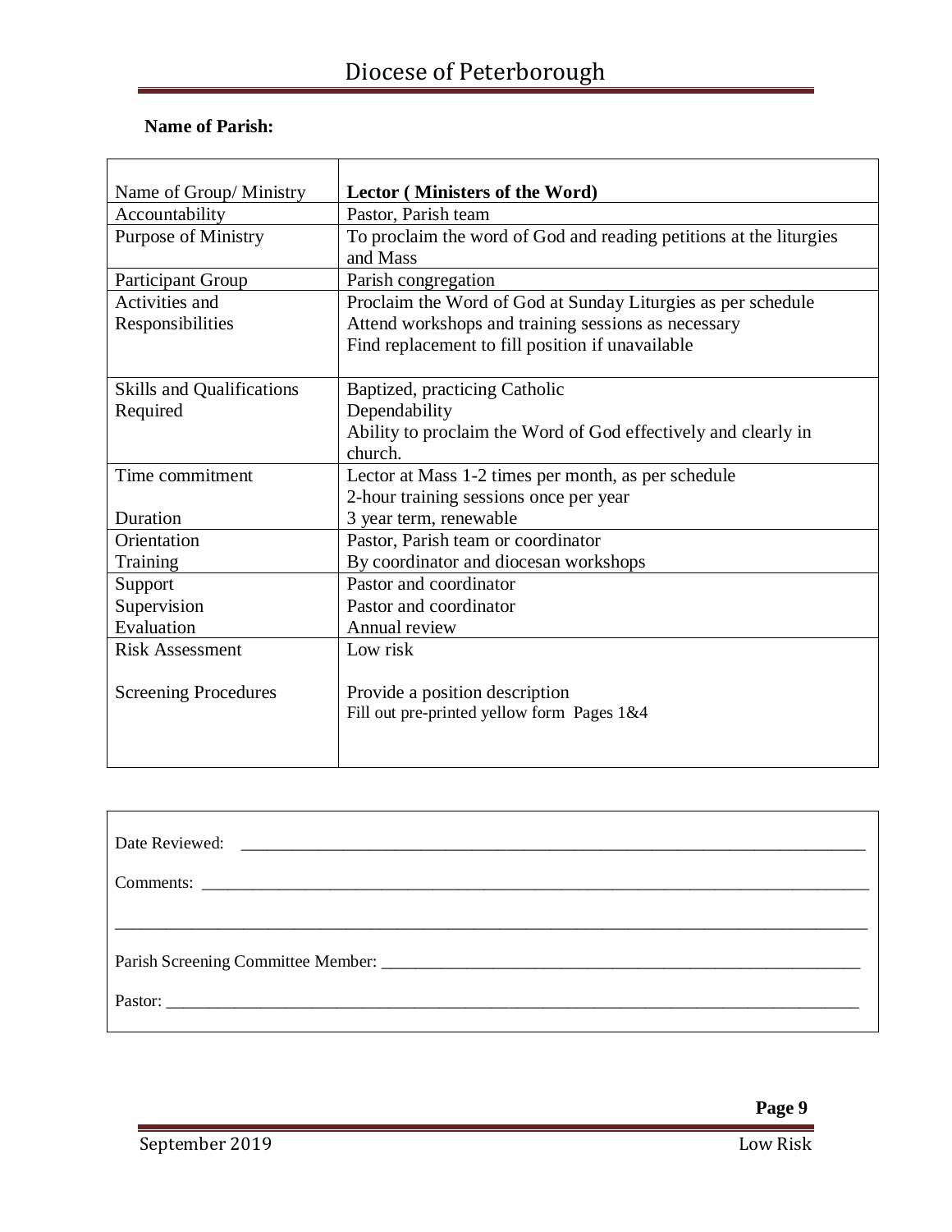**Name of Parish:**

| Name of Group/ Ministry | **Lector ( Ministers of the Word)** |
|---|---|
| Accountability | Pastor, Parish team |
| Purpose of Ministry | To proclaim the word of God and reading petitions at the liturgies and Mass |
| Participant Group | Parish congregation |
| Activities and Responsibilities | Proclaim the Word of God at Sunday Liturgies as per schedule<br>Attend workshops and training sessions as necessary<br>Find replacement to fill position if unavailable |
| Skills and Qualifications Required | Baptized, practicing Catholic<br>Dependability<br>Ability to proclaim the Word of God effectively and clearly in church. |
| Time commitment<br><br>Duration | Lector at Mass 1-2 times per month, as per schedule<br>2-hour training sessions once per year<br>3 year term, renewable |
| Orientation<br>Training | Pastor, Parish team or coordinator<br>By coordinator and diocesan workshops |
| Support<br>Supervision<br>Evaluation | Pastor and coordinator<br>Pastor and coordinator<br>Annual review |
| Risk Assessment<br><br>Screening Procedures | Low risk<br><br>Provide a position description<br>Fill out pre-printed yellow form Pages 1&4 |

Date Reviewed: ____________________________________________

Comments: ____________________________________________

____________________________________________

Parish Screening Committee Member: ____________________________________________

Pastor: ____________________________________________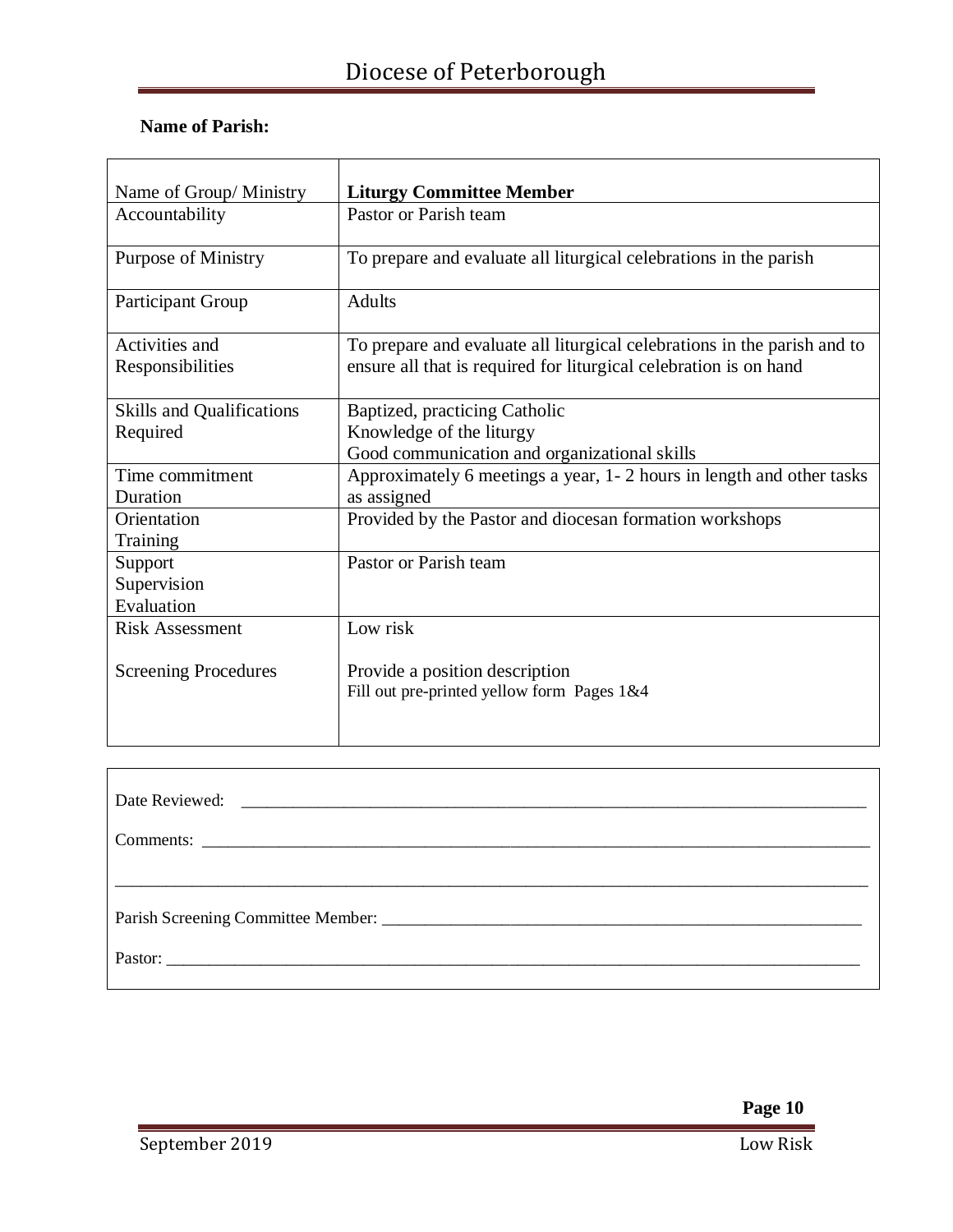**Name of Parish:**

| Name of Group/ Ministry | **Liturgy Committee Member** |
|---|---|
| Accountability | Pastor or Parish team |
| Purpose of Ministry | To prepare and evaluate all liturgical celebrations in the parish |
| Participant Group | Adults |
| Activities and Responsibilities | To prepare and evaluate all liturgical celebrations in the parish and to ensure all that is required for liturgical celebration is on hand |
| Skills and Qualifications Required | Baptized, practicing Catholic<br>Knowledge of the liturgy<br>Good communication and organizational skills |
| Time commitment<br>Duration | Approximately 6 meetings a year, 1- 2 hours in length and other tasks as assigned |
| Orientation<br>Training | Provided by the Pastor and diocesan formation workshops |
| Support<br>Supervision<br>Evaluation | Pastor or Parish team |
| Risk Assessment<br><br>Screening Procedures | Low risk<br><br>Provide a position description<br>Fill out pre-printed yellow form Pages 1&4 |

Date Reviewed: ___________________________________________________________________________

Comments: ______________________________________________________________________________

_______________________________________________________________________________________

Parish Screening Committee Member: _________________________________________________________

Pastor: _________________________________________________________________________________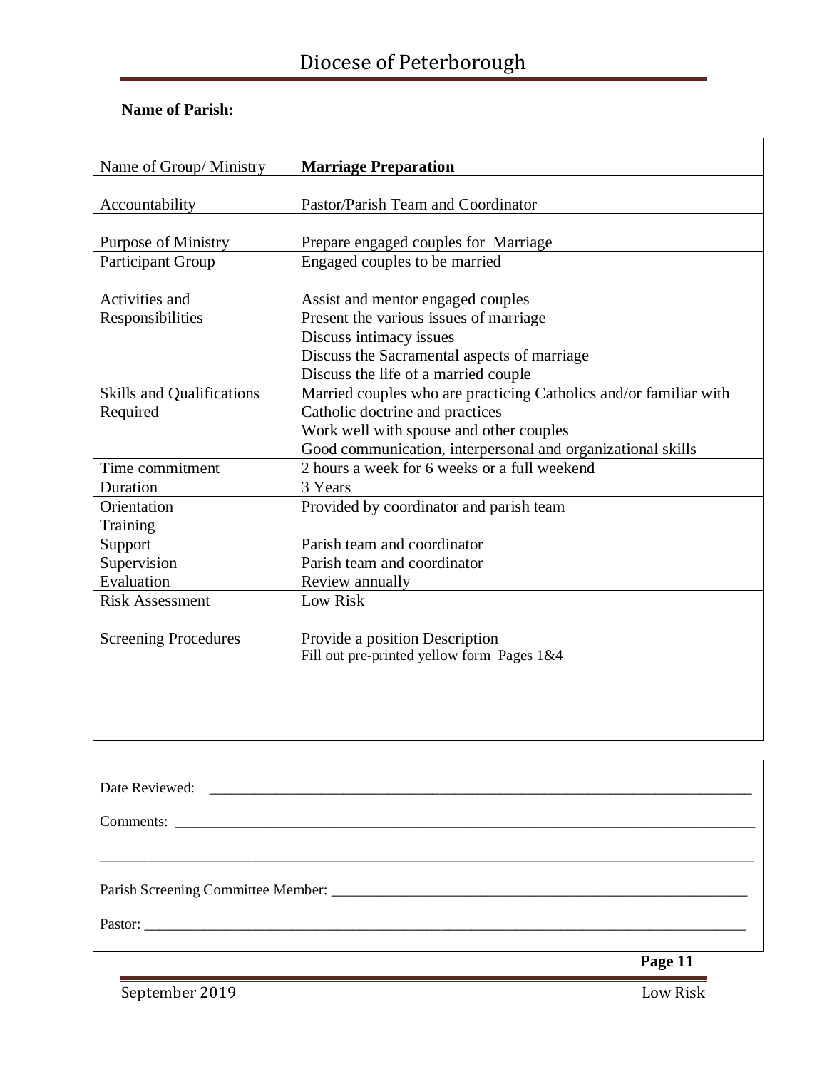**Name of Parish:**

| Name of Group/ Ministry | **Marriage Preparation** |
|---|---|
| Accountability | Pastor/Parish Team and Coordinator |
| Purpose of Ministry | Prepare engaged couples for Marriage |
| Participant Group | Engaged couples to be married |
| Activities and Responsibilities | Assist and mentor engaged couples<br>Present the various issues of marriage<br>Discuss intimacy issues<br>Discuss the Sacramental aspects of marriage<br>Discuss the life of a married couple |
| Skills and Qualifications Required | Married couples who are practicing Catholics and/or familiar with Catholic doctrine and practices<br>Work well with spouse and other couples<br>Good communication, interpersonal and organizational skills |
| Time commitment<br>Duration | 2 hours a week for 6 weeks or a full weekend<br>3 Years |
| Orientation<br>Training | Provided by coordinator and parish team |
| Support<br>Supervision<br>Evaluation | Parish team and coordinator<br>Parish team and coordinator<br>Review annually |
| Risk Assessment<br><br>Screening Procedures | Low Risk<br><br>Provide a position Description<br>Fill out pre-printed yellow form Pages 1&4 |

Date Reviewed: ___________________________________________________________________________

Comments: _______________________________________________________________________________

_________________________________________________________________________________________

Parish Screening Committee Member: ____________________________________________________

Pastor: __________________________________________________________________________________

September 2019 — Low Risk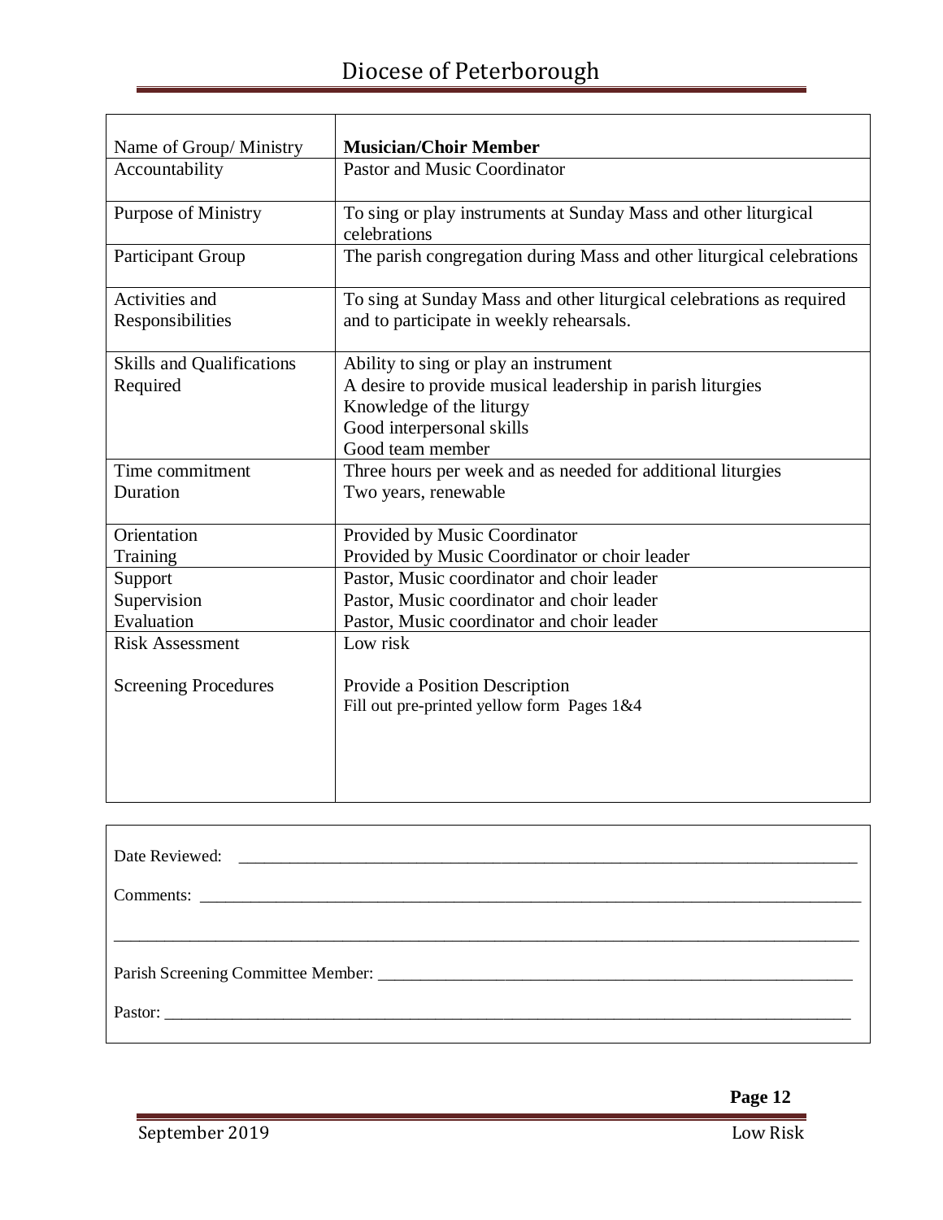| Name of Group/ Ministry | **Musician/Choir Member** |
|---|---|
| Accountability | Pastor and Music Coordinator |
| Purpose of Ministry | To sing or play instruments at Sunday Mass and other liturgical celebrations |
| Participant Group | The parish congregation during Mass and other liturgical celebrations |
| Activities and Responsibilities | To sing at Sunday Mass and other liturgical celebrations as required and to participate in weekly rehearsals. |
| Skills and Qualifications Required | Ability to sing or play an instrument<br>A desire to provide musical leadership in parish liturgies<br>Knowledge of the liturgy<br>Good interpersonal skills<br>Good team member |
| Time commitment<br>Duration | Three hours per week and as needed for additional liturgies<br>Two years, renewable |
| Orientation<br>Training | Provided by Music Coordinator<br>Provided by Music Coordinator or choir leader |
| Support<br>Supervision<br>Evaluation | Pastor, Music coordinator and choir leader<br>Pastor, Music coordinator and choir leader<br>Pastor, Music coordinator and choir leader |
| Risk Assessment<br><br>Screening Procedures | Low risk<br><br>Provide a Position Description<br>Fill out pre-printed yellow form Pages 1&4 |

Date Reviewed: ____________________________________________

Comments: ____________________________________________

____________________________________________

Parish Screening Committee Member: ____________________________________________

Pastor: ____________________________________________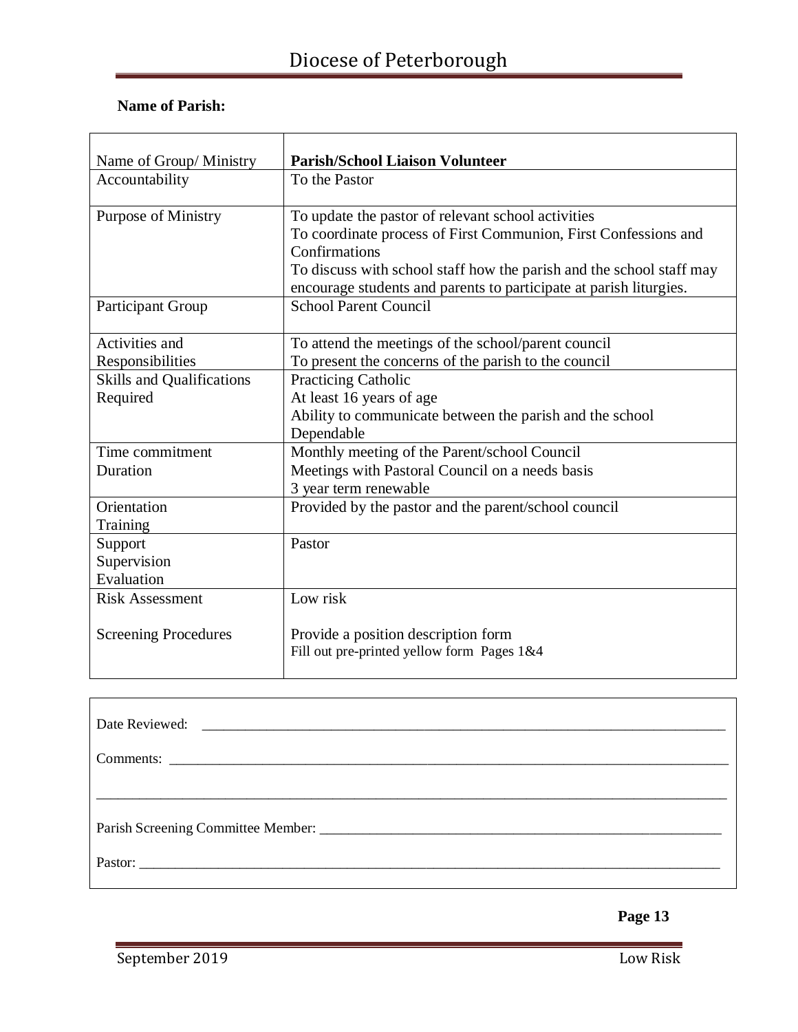**Name of Parish:**

| Name of Group/ Ministry | **Parish/School Liaison Volunteer** |
|---|---|
| Accountability | To the Pastor |
| Purpose of Ministry | To update the pastor of relevant school activities<br>To coordinate process of First Communion, First Confessions and Confirmations<br>To discuss with school staff how the parish and the school staff may encourage students and parents to participate at parish liturgies. |
| Participant Group | School Parent Council |
| Activities and Responsibilities | To attend the meetings of the school/parent council<br>To present the concerns of the parish to the council |
| Skills and Qualifications Required | Practicing Catholic<br>At least 16 years of age<br>Ability to communicate between the parish and the school<br>Dependable |
| Time commitment<br>Duration | Monthly meeting of the Parent/school Council<br>Meetings with Pastoral Council on a needs basis<br>3 year term renewable |
| Orientation<br>Training | Provided by the pastor and the parent/school council |
| Support<br>Supervision<br>Evaluation | Pastor |
| Risk Assessment<br><br>Screening Procedures | Low risk<br><br>Provide a position description form<br>Fill out pre-printed yellow form Pages 1&4 |

Date Reviewed: ___________________________________________

Comments: ___________________________________________

___________________________________________

Parish Screening Committee Member: ___________________________________________

Pastor: ___________________________________________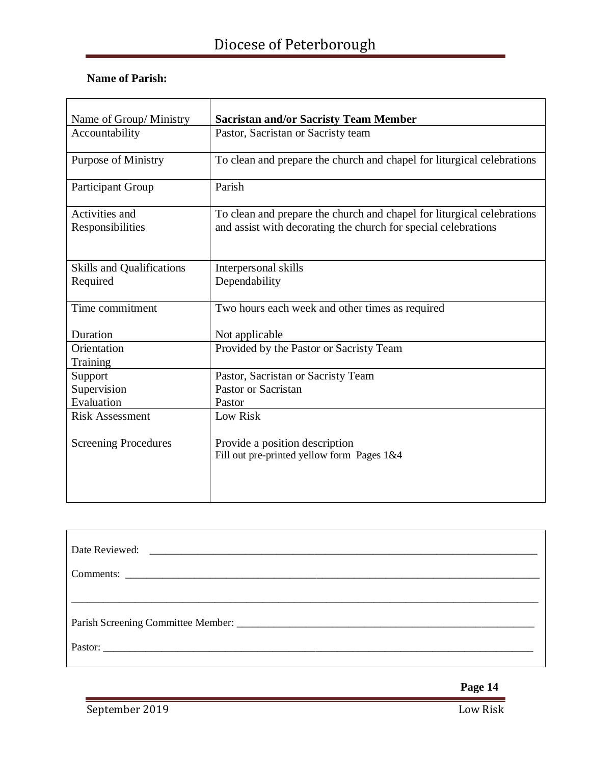**Name of Parish:**

| Name of Group/ Ministry | **Sacristan and/or Sacristy Team Member** |
|---|---|
| Accountability | Pastor, Sacristan or Sacristy team |
| Purpose of Ministry | To clean and prepare the church and chapel for liturgical celebrations |
| Participant Group | Parish |
| Activities and Responsibilities | To clean and prepare the church and chapel for liturgical celebrations and assist with decorating the church for special celebrations |
| Skills and Qualifications Required | Interpersonal skills<br>Dependability |
| Time commitment<br><br>Duration | Two hours each week and other times as required<br><br>Not applicable |
| Orientation<br>Training | Provided by the Pastor or Sacristy Team |
| Support<br>Supervision<br>Evaluation | Pastor, Sacristan or Sacristy Team<br>Pastor or Sacristan<br>Pastor |
| Risk Assessment<br><br>Screening Procedures | Low Risk<br><br>Provide a position description<br>Fill out pre-printed yellow form Pages 1&4 |

Date Reviewed: ____________________________________________________________________________

Comments: _________________________________________________________________________________

___________________________________________________________________________________________

Parish Screening Committee Member: ___________________________________________________________

Pastor: _____________________________________________________________________________________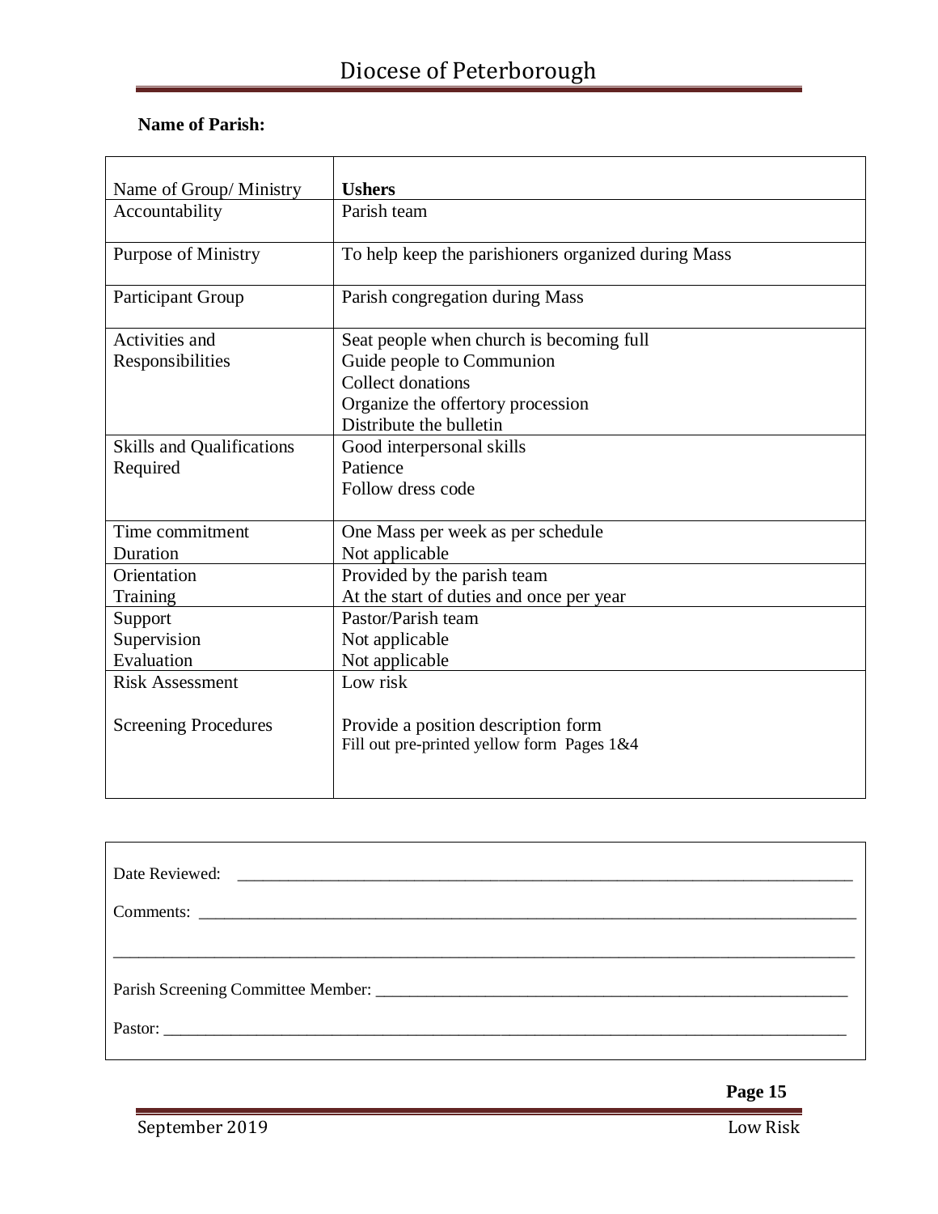**Name of Parish:**

| Name of Group/ Ministry | **Ushers** |
|---|---|
| Accountability | Parish team |
| Purpose of Ministry | To help keep the parishioners organized during Mass |
| Participant Group | Parish congregation during Mass |
| Activities and Responsibilities | Seat people when church is becoming full<br>Guide people to Communion<br>Collect donations<br>Organize the offertory procession<br>Distribute the bulletin |
| Skills and Qualifications Required | Good interpersonal skills<br>Patience<br>Follow dress code |
| Time commitment<br>Duration | One Mass per week as per schedule<br>Not applicable |
| Orientation<br>Training | Provided by the parish team<br>At the start of duties and once per year |
| Support<br>Supervision<br>Evaluation | Pastor/Parish team<br>Not applicable<br>Not applicable |
| Risk Assessment<br><br>Screening Procedures | Low risk<br><br>Provide a position description form<br>Fill out pre-printed yellow form Pages 1&4 |

Date Reviewed: ____________________________________________

Comments: ____________________________________________

____________________________________________

Parish Screening Committee Member: ____________________________________________

Pastor: ____________________________________________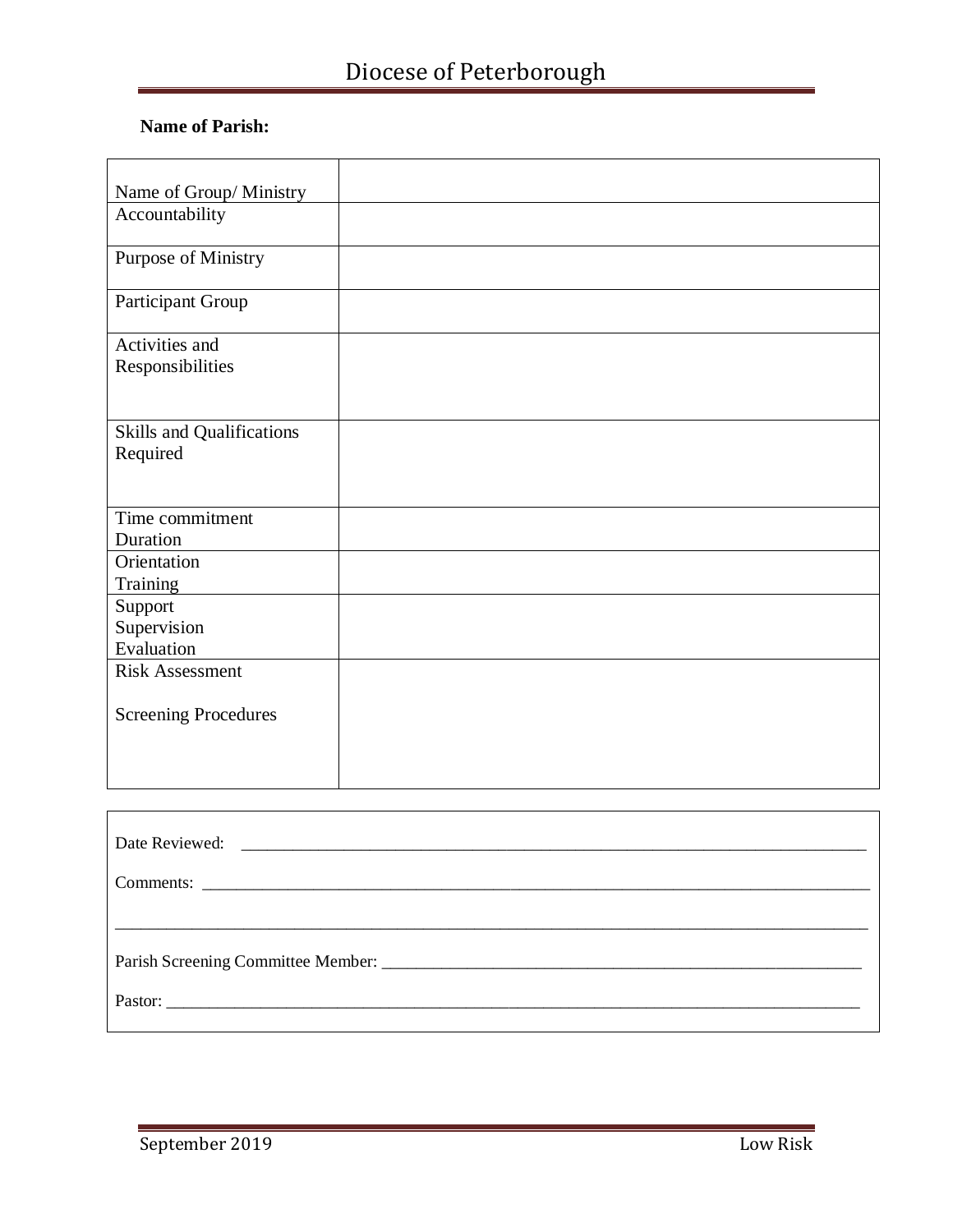**Name of Parish:**

| | |
|---|---|
| Name of Group/ Ministry | |
| Accountability | |
| Purpose of Ministry | |
| Participant Group | |
| Activities and Responsibilities | |
| Skills and Qualifications Required | |
| Time commitment Duration | |
| Orientation Training | |
| Support Supervision Evaluation | |
| Risk Assessment<br><br>Screening Procedures | |

Date Reviewed: ___________________________________________________________________________

Comments: _______________________________________________________________________________

_________________________________________________________________________________________

Parish Screening Committee Member: _________________________________________________________

Pastor: __________________________________________________________________________________